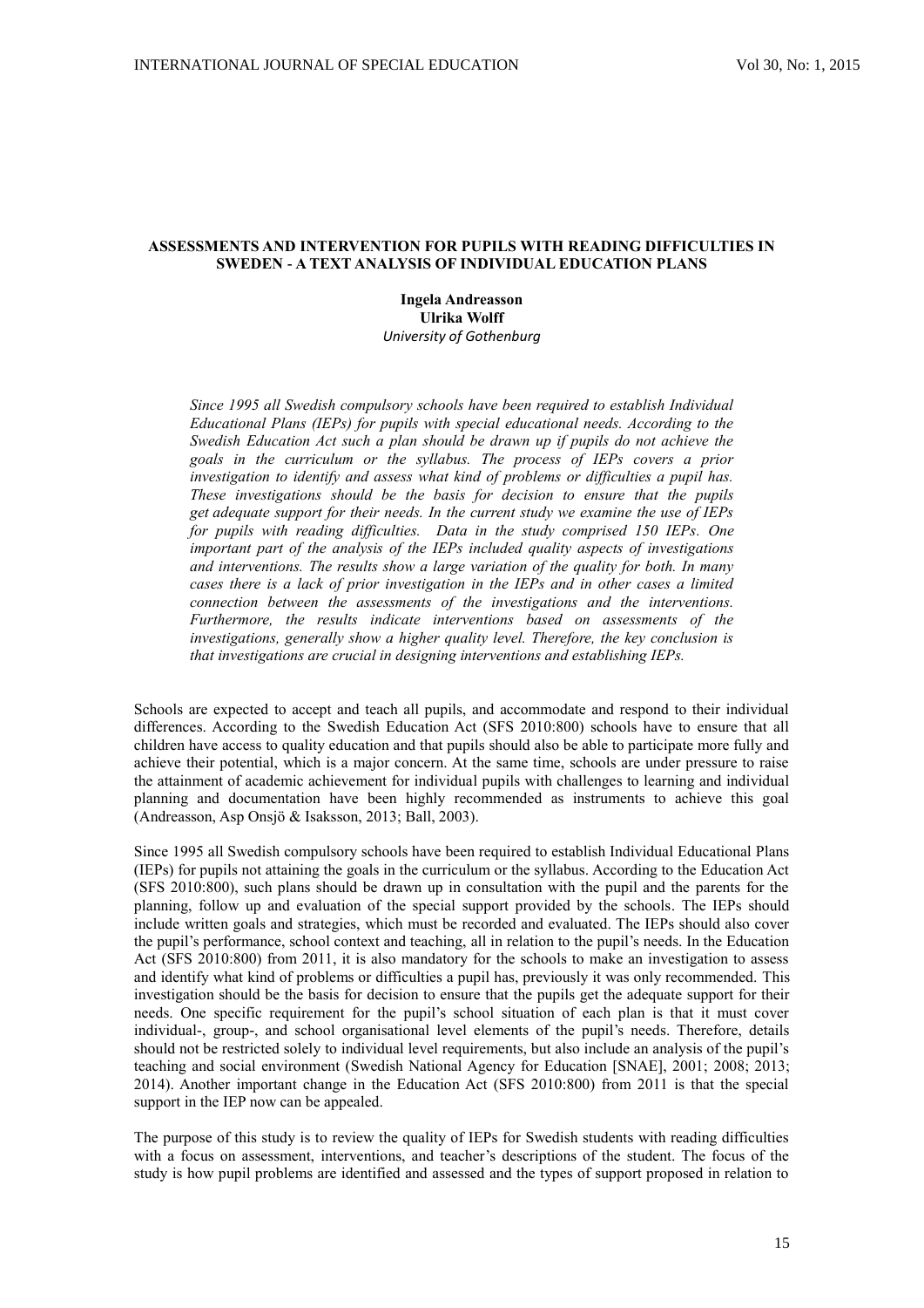# ASSESSMENTS AND INTERVENTION FOR PUPILS WITH READING DIFFICULTIES IN SWEDEN - A TEXT ANALYSIS OF INDIVIDUAL EDUCATION PLANS

**Ingela Andreasson**
**Ulrika Wolff**
*University of Gothenburg*

*Since 1995 all Swedish compulsory schools have been required to establish Individual Educational Plans (IEPs) for pupils with special educational needs. According to the Swedish Education Act such a plan should be drawn up if pupils do not achieve the goals in the curriculum or the syllabus. The process of IEPs covers a prior investigation to identify and assess what kind of problems or difficulties a pupil has. These investigations should be the basis for decision to ensure that the pupils get adequate support for their needs. In the current study we examine the use of IEPs for pupils with reading difficulties. Data in the study comprised 150 IEPs. One important part of the analysis of the IEPs included quality aspects of investigations and interventions. The results show a large variation of the quality for both. In many cases there is a lack of prior investigation in the IEPs and in other cases a limited connection between the assessments of the investigations and the interventions. Furthermore, the results indicate interventions based on assessments of the investigations, generally show a higher quality level. Therefore, the key conclusion is that investigations are crucial in designing interventions and establishing IEPs.*

Schools are expected to accept and teach all pupils, and accommodate and respond to their individual differences. According to the Swedish Education Act (SFS 2010:800) schools have to ensure that all children have access to quality education and that pupils should also be able to participate more fully and achieve their potential, which is a major concern. At the same time, schools are under pressure to raise the attainment of academic achievement for individual pupils with challenges to learning and individual planning and documentation have been highly recommended as instruments to achieve this goal (Andreasson, Asp Onsjö & Isaksson, 2013; Ball, 2003).

Since 1995 all Swedish compulsory schools have been required to establish Individual Educational Plans (IEPs) for pupils not attaining the goals in the curriculum or the syllabus. According to the Education Act (SFS 2010:800), such plans should be drawn up in consultation with the pupil and the parents for the planning, follow up and evaluation of the special support provided by the schools. The IEPs should include written goals and strategies, which must be recorded and evaluated. The IEPs should also cover the pupil's performance, school context and teaching, all in relation to the pupil's needs. In the Education Act (SFS 2010:800) from 2011, it is also mandatory for the schools to make an investigation to assess and identify what kind of problems or difficulties a pupil has, previously it was only recommended. This investigation should be the basis for decision to ensure that the pupils get the adequate support for their needs. One specific requirement for the pupil's school situation of each plan is that it must cover individual-, group-, and school organisational level elements of the pupil's needs. Therefore, details should not be restricted solely to individual level requirements, but also include an analysis of the pupil's teaching and social environment (Swedish National Agency for Education [SNAE], 2001; 2008; 2013; 2014). Another important change in the Education Act (SFS 2010:800) from 2011 is that the special support in the IEP now can be appealed.

The purpose of this study is to review the quality of IEPs for Swedish students with reading difficulties with a focus on assessment, interventions, and teacher's descriptions of the student. The focus of the study is how pupil problems are identified and assessed and the types of support proposed in relation to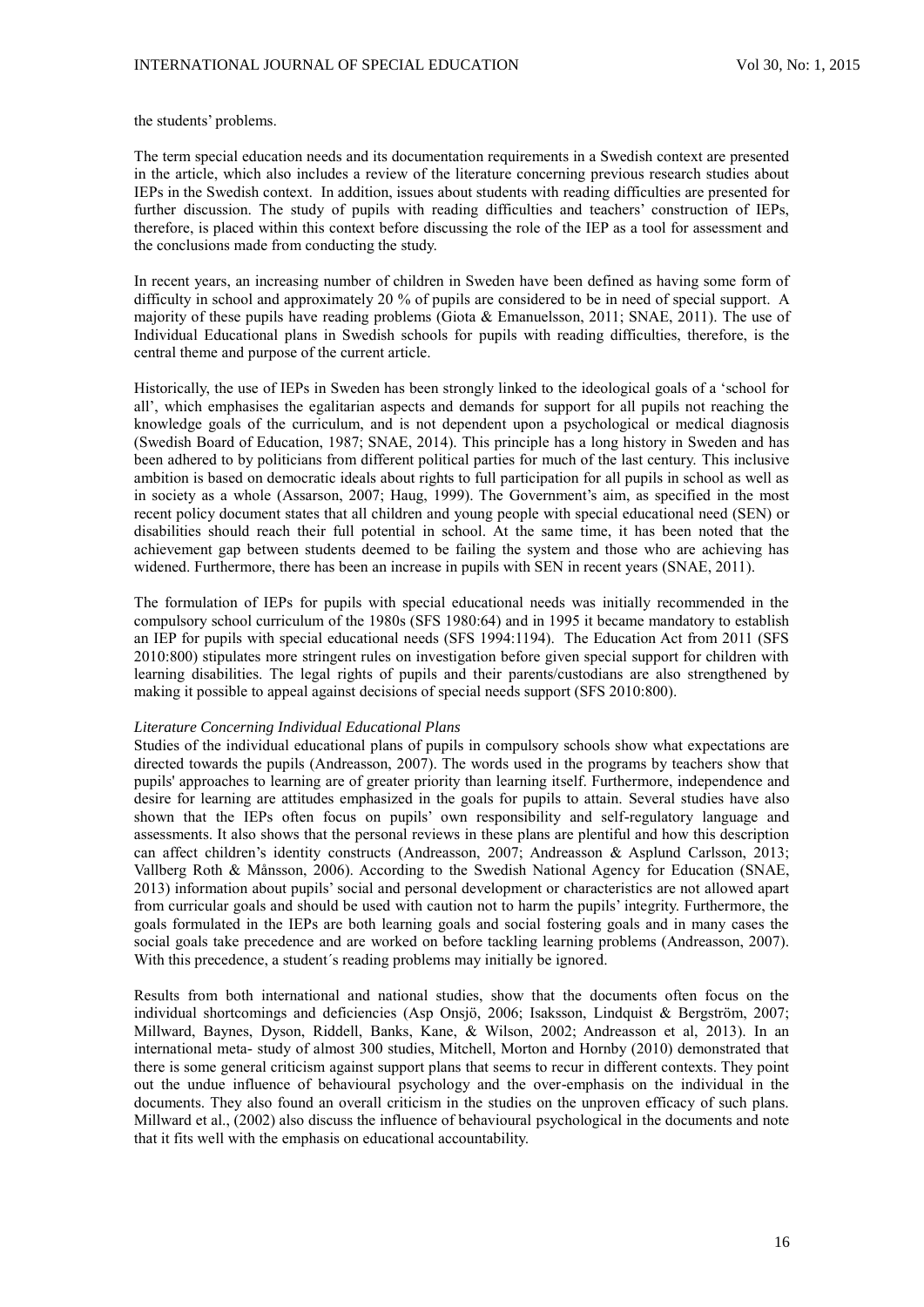the students' problems.

The term special education needs and its documentation requirements in a Swedish context are presented in the article, which also includes a review of the literature concerning previous research studies about IEPs in the Swedish context. In addition, issues about students with reading difficulties are presented for further discussion. The study of pupils with reading difficulties and teachers' construction of IEPs, therefore, is placed within this context before discussing the role of the IEP as a tool for assessment and the conclusions made from conducting the study.

In recent years, an increasing number of children in Sweden have been defined as having some form of difficulty in school and approximately 20 % of pupils are considered to be in need of special support. A majority of these pupils have reading problems (Giota & Emanuelsson, 2011; SNAE, 2011). The use of Individual Educational plans in Swedish schools for pupils with reading difficulties, therefore, is the central theme and purpose of the current article.

Historically, the use of IEPs in Sweden has been strongly linked to the ideological goals of a 'school for all', which emphasises the egalitarian aspects and demands for support for all pupils not reaching the knowledge goals of the curriculum, and is not dependent upon a psychological or medical diagnosis (Swedish Board of Education, 1987; SNAE, 2014). This principle has a long history in Sweden and has been adhered to by politicians from different political parties for much of the last century. This inclusive ambition is based on democratic ideals about rights to full participation for all pupils in school as well as in society as a whole (Assarson, 2007; Haug, 1999). The Government's aim, as specified in the most recent policy document states that all children and young people with special educational need (SEN) or disabilities should reach their full potential in school. At the same time, it has been noted that the achievement gap between students deemed to be failing the system and those who are achieving has widened. Furthermore, there has been an increase in pupils with SEN in recent years (SNAE, 2011).

The formulation of IEPs for pupils with special educational needs was initially recommended in the compulsory school curriculum of the 1980s (SFS 1980:64) and in 1995 it became mandatory to establish an IEP for pupils with special educational needs (SFS 1994:1194). The Education Act from 2011 (SFS 2010:800) stipulates more stringent rules on investigation before given special support for children with learning disabilities. The legal rights of pupils and their parents/custodians are also strengthened by making it possible to appeal against decisions of special needs support (SFS 2010:800).

*Literature Concerning Individual Educational Plans*

Studies of the individual educational plans of pupils in compulsory schools show what expectations are directed towards the pupils (Andreasson, 2007). The words used in the programs by teachers show that pupils' approaches to learning are of greater priority than learning itself. Furthermore, independence and desire for learning are attitudes emphasized in the goals for pupils to attain. Several studies have also shown that the IEPs often focus on pupils' own responsibility and self-regulatory language and assessments. It also shows that the personal reviews in these plans are plentiful and how this description can affect children's identity constructs (Andreasson, 2007; Andreasson & Asplund Carlsson, 2013; Vallberg Roth & Månsson, 2006). According to the Swedish National Agency for Education (SNAE, 2013) information about pupils' social and personal development or characteristics are not allowed apart from curricular goals and should be used with caution not to harm the pupils' integrity. Furthermore, the goals formulated in the IEPs are both learning goals and social fostering goals and in many cases the social goals take precedence and are worked on before tackling learning problems (Andreasson, 2007). With this precedence, a student´s reading problems may initially be ignored.

Results from both international and national studies, show that the documents often focus on the individual shortcomings and deficiencies (Asp Onsjö, 2006; Isaksson, Lindquist & Bergström, 2007; Millward, Baynes, Dyson, Riddell, Banks, Kane, & Wilson, 2002; Andreasson et al, 2013). In an international meta- study of almost 300 studies, Mitchell, Morton and Hornby (2010) demonstrated that there is some general criticism against support plans that seems to recur in different contexts. They point out the undue influence of behavioural psychology and the over-emphasis on the individual in the documents. They also found an overall criticism in the studies on the unproven efficacy of such plans. Millward et al., (2002) also discuss the influence of behavioural psychological in the documents and note that it fits well with the emphasis on educational accountability.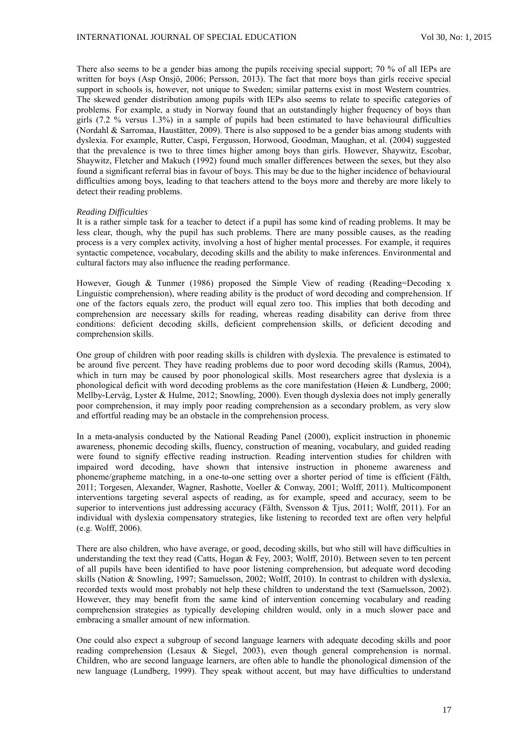There also seems to be a gender bias among the pupils receiving special support; 70 % of all IEPs are written for boys (Asp Onsjö, 2006; Persson, 2013). The fact that more boys than girls receive special support in schools is, however, not unique to Sweden; similar patterns exist in most Western countries. The skewed gender distribution among pupils with IEPs also seems to relate to specific categories of problems. For example, a study in Norway found that an outstandingly higher frequency of boys than girls (7.2 % versus 1.3%) in a sample of pupils had been estimated to have behavioural difficulties (Nordahl & Sarromaa, Haustätter, 2009). There is also supposed to be a gender bias among students with dyslexia. For example, Rutter, Caspi, Fergusson, Horwood, Goodman, Maughan, et al. (2004) suggested that the prevalence is two to three times higher among boys than girls. However, Shaywitz, Escobar, Shaywitz, Fletcher and Makuch (1992) found much smaller differences between the sexes, but they also found a significant referral bias in favour of boys. This may be due to the higher incidence of behavioural difficulties among boys, leading to that teachers attend to the boys more and thereby are more likely to detect their reading problems.

*Reading Difficulties*

It is a rather simple task for a teacher to detect if a pupil has some kind of reading problems. It may be less clear, though, why the pupil has such problems. There are many possible causes, as the reading process is a very complex activity, involving a host of higher mental processes. For example, it requires syntactic competence, vocabulary, decoding skills and the ability to make inferences. Environmental and cultural factors may also influence the reading performance.

However, Gough & Tunmer (1986) proposed the Simple View of reading (Reading=Decoding x Linguistic comprehension), where reading ability is the product of word decoding and comprehension. If one of the factors equals zero, the product will equal zero too. This implies that both decoding and comprehension are necessary skills for reading, whereas reading disability can derive from three conditions: deficient decoding skills, deficient comprehension skills, or deficient decoding and comprehension skills.

One group of children with poor reading skills is children with dyslexia. The prevalence is estimated to be around five percent. They have reading problems due to poor word decoding skills (Ramus, 2004), which in turn may be caused by poor phonological skills. Most researchers agree that dyslexia is a phonological deficit with word decoding problems as the core manifestation (Høien & Lundberg, 2000; Mellby-Lervåg, Lyster & Hulme, 2012; Snowling, 2000). Even though dyslexia does not imply generally poor comprehension, it may imply poor reading comprehension as a secondary problem, as very slow and effortful reading may be an obstacle in the comprehension process.

In a meta-analysis conducted by the National Reading Panel (2000), explicit instruction in phonemic awareness, phonemic decoding skills, fluency, construction of meaning, vocabulary, and guided reading were found to signify effective reading instruction. Reading intervention studies for children with impaired word decoding, have shown that intensive instruction in phoneme awareness and phoneme/grapheme matching, in a one-to-one setting over a shorter period of time is efficient (Fälth, 2011; Torgesen, Alexander, Wagner, Rashotte, Voeller & Conway, 2001; Wolff, 2011). Multicomponent interventions targeting several aspects of reading, as for example, speed and accuracy, seem to be superior to interventions just addressing accuracy (Fälth, Svensson & Tjus, 2011; Wolff, 2011). For an individual with dyslexia compensatory strategies, like listening to recorded text are often very helpful (e.g. Wolff, 2006).

There are also children, who have average, or good, decoding skills, but who still will have difficulties in understanding the text they read (Catts, Hogan & Fey, 2003; Wolff, 2010). Between seven to ten percent of all pupils have been identified to have poor listening comprehension, but adequate word decoding skills (Nation & Snowling, 1997; Samuelsson, 2002; Wolff, 2010). In contrast to children with dyslexia, recorded texts would most probably not help these children to understand the text (Samuelsson, 2002). However, they may benefit from the same kind of intervention concerning vocabulary and reading comprehension strategies as typically developing children would, only in a much slower pace and embracing a smaller amount of new information.

One could also expect a subgroup of second language learners with adequate decoding skills and poor reading comprehension (Lesaux & Siegel, 2003), even though general comprehension is normal. Children, who are second language learners, are often able to handle the phonological dimension of the new language (Lundberg, 1999). They speak without accent, but may have difficulties to understand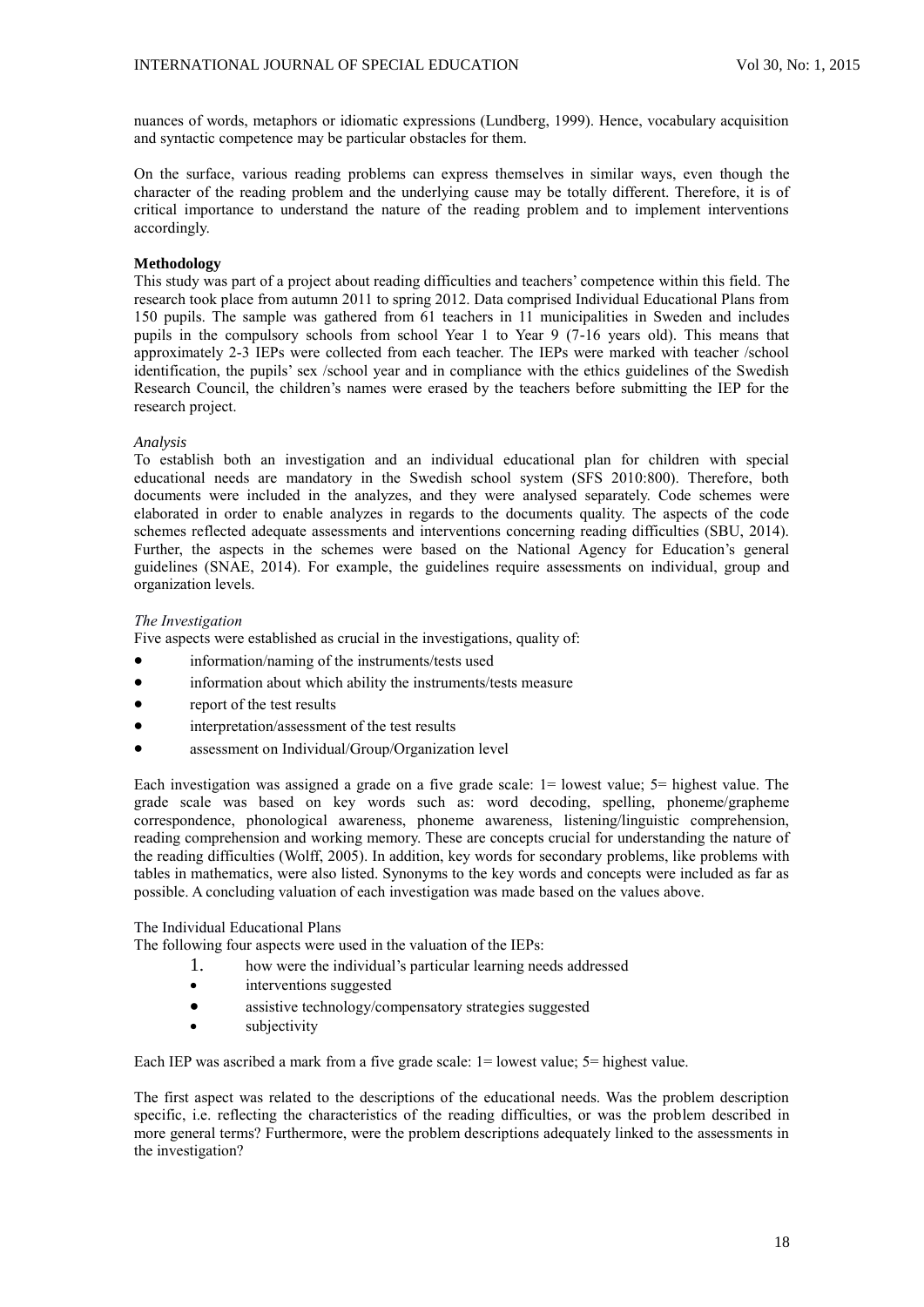nuances of words, metaphors or idiomatic expressions (Lundberg, 1999). Hence, vocabulary acquisition and syntactic competence may be particular obstacles for them.

On the surface, various reading problems can express themselves in similar ways, even though the character of the reading problem and the underlying cause may be totally different. Therefore, it is of critical importance to understand the nature of the reading problem and to implement interventions accordingly.

## Methodology

This study was part of a project about reading difficulties and teachers' competence within this field. The research took place from autumn 2011 to spring 2012. Data comprised Individual Educational Plans from 150 pupils. The sample was gathered from 61 teachers in 11 municipalities in Sweden and includes pupils in the compulsory schools from school Year 1 to Year 9 (7-16 years old). This means that approximately 2-3 IEPs were collected from each teacher. The IEPs were marked with teacher /school identification, the pupils' sex /school year and in compliance with the ethics guidelines of the Swedish Research Council, the children's names were erased by the teachers before submitting the IEP for the research project.

### *Analysis*

To establish both an investigation and an individual educational plan for children with special educational needs are mandatory in the Swedish school system (SFS 2010:800). Therefore, both documents were included in the analyzes, and they were analysed separately. Code schemes were elaborated in order to enable analyzes in regards to the documents quality. The aspects of the code schemes reflected adequate assessments and interventions concerning reading difficulties (SBU, 2014). Further, the aspects in the schemes were based on the National Agency for Education's general guidelines (SNAE, 2014). For example, the guidelines require assessments on individual, group and organization levels.

### *The Investigation*

Five aspects were established as crucial in the investigations, quality of:

- information/naming of the instruments/tests used
- information about which ability the instruments/tests measure
- report of the test results
- interpretation/assessment of the test results
- assessment on Individual/Group/Organization level

Each investigation was assigned a grade on a five grade scale: 1= lowest value; 5= highest value. The grade scale was based on key words such as: word decoding, spelling, phoneme/grapheme correspondence, phonological awareness, phoneme awareness, listening/linguistic comprehension, reading comprehension and working memory. These are concepts crucial for understanding the nature of the reading difficulties (Wolff, 2005). In addition, key words for secondary problems, like problems with tables in mathematics, were also listed. Synonyms to the key words and concepts were included as far as possible. A concluding valuation of each investigation was made based on the values above.

### The Individual Educational Plans

The following four aspects were used in the valuation of the IEPs:

1. how were the individual's particular learning needs addressed
- interventions suggested
- assistive technology/compensatory strategies suggested
- subjectivity

Each IEP was ascribed a mark from a five grade scale: 1= lowest value; 5= highest value.

The first aspect was related to the descriptions of the educational needs. Was the problem description specific, i.e. reflecting the characteristics of the reading difficulties, or was the problem described in more general terms? Furthermore, were the problem descriptions adequately linked to the assessments in the investigation?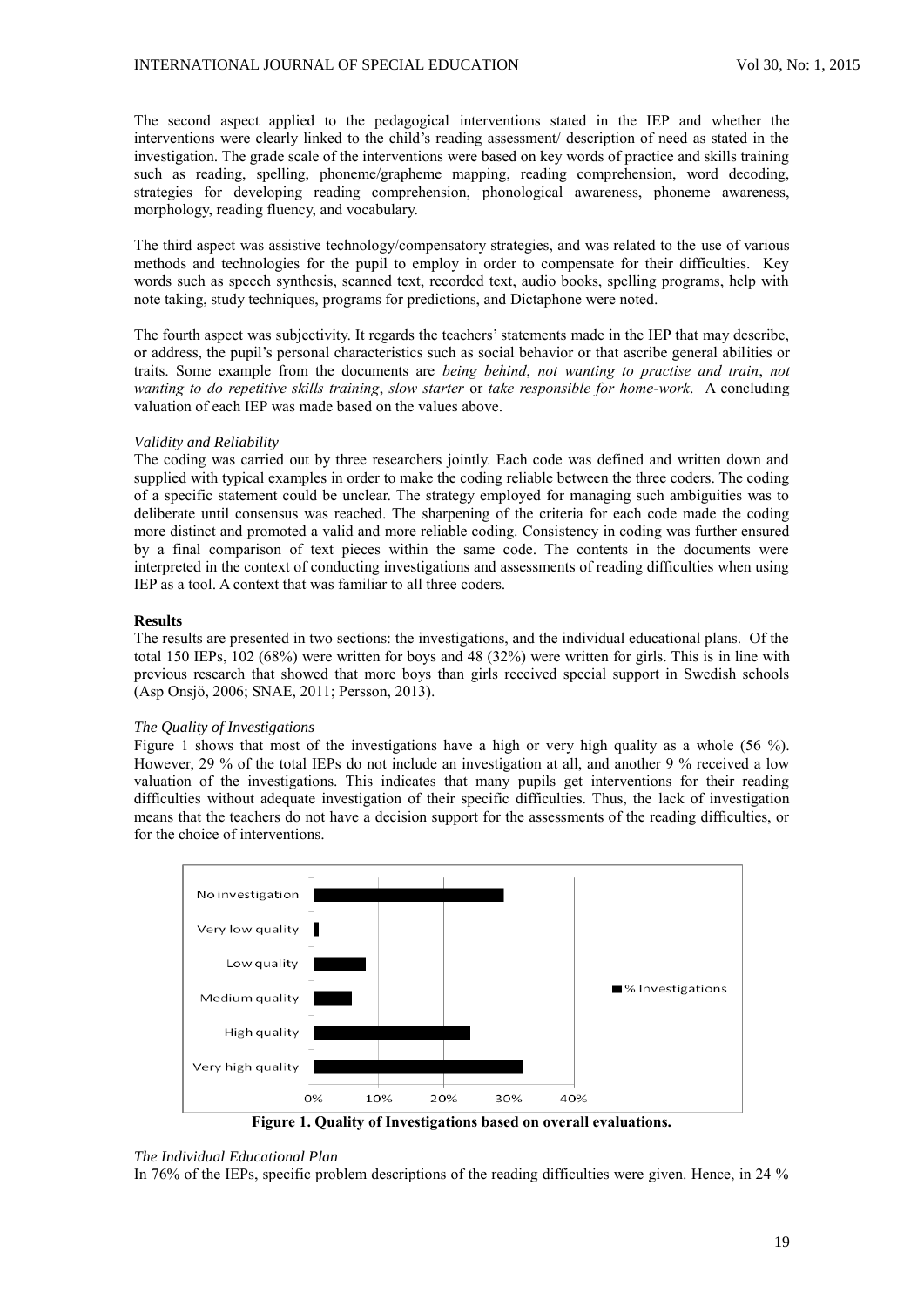The second aspect applied to the pedagogical interventions stated in the IEP and whether the interventions were clearly linked to the child's reading assessment/ description of need as stated in the investigation. The grade scale of the interventions were based on key words of practice and skills training such as reading, spelling, phoneme/grapheme mapping, reading comprehension, word decoding, strategies for developing reading comprehension, phonological awareness, phoneme awareness, morphology, reading fluency, and vocabulary.

The third aspect was assistive technology/compensatory strategies, and was related to the use of various methods and technologies for the pupil to employ in order to compensate for their difficulties. Key words such as speech synthesis, scanned text, recorded text, audio books, spelling programs, help with note taking, study techniques, programs for predictions, and Dictaphone were noted.

The fourth aspect was subjectivity. It regards the teachers' statements made in the IEP that may describe, or address, the pupil's personal characteristics such as social behavior or that ascribe general abilities or traits. Some example from the documents are *being behind*, *not wanting to practise and train*, *not wanting to do repetitive skills training*, *slow starter* or *take responsible for home-work*. A concluding valuation of each IEP was made based on the values above.

*Validity and Reliability*

The coding was carried out by three researchers jointly. Each code was defined and written down and supplied with typical examples in order to make the coding reliable between the three coders. The coding of a specific statement could be unclear. The strategy employed for managing such ambiguities was to deliberate until consensus was reached. The sharpening of the criteria for each code made the coding more distinct and promoted a valid and more reliable coding. Consistency in coding was further ensured by a final comparison of text pieces within the same code. The contents in the documents were interpreted in the context of conducting investigations and assessments of reading difficulties when using IEP as a tool. A context that was familiar to all three coders.

## Results

The results are presented in two sections: the investigations, and the individual educational plans. Of the total 150 IEPs, 102 (68%) were written for boys and 48 (32%) were written for girls. This is in line with previous research that showed that more boys than girls received special support in Swedish schools (Asp Onsjö, 2006; SNAE, 2011; Persson, 2013).

*The Quality of Investigations*

Figure 1 shows that most of the investigations have a high or very high quality as a whole (56 %). However, 29 % of the total IEPs do not include an investigation at all, and another 9 % received a low valuation of the investigations. This indicates that many pupils get interventions for their reading difficulties without adequate investigation of their specific difficulties. Thus, the lack of investigation means that the teachers do not have a decision support for the assessments of the reading difficulties, or for the choice of interventions.

**Figure 1. Quality of Investigations based on overall evaluations.**

*The Individual Educational Plan*

In 76% of the IEPs, specific problem descriptions of the reading difficulties were given. Hence, in 24 %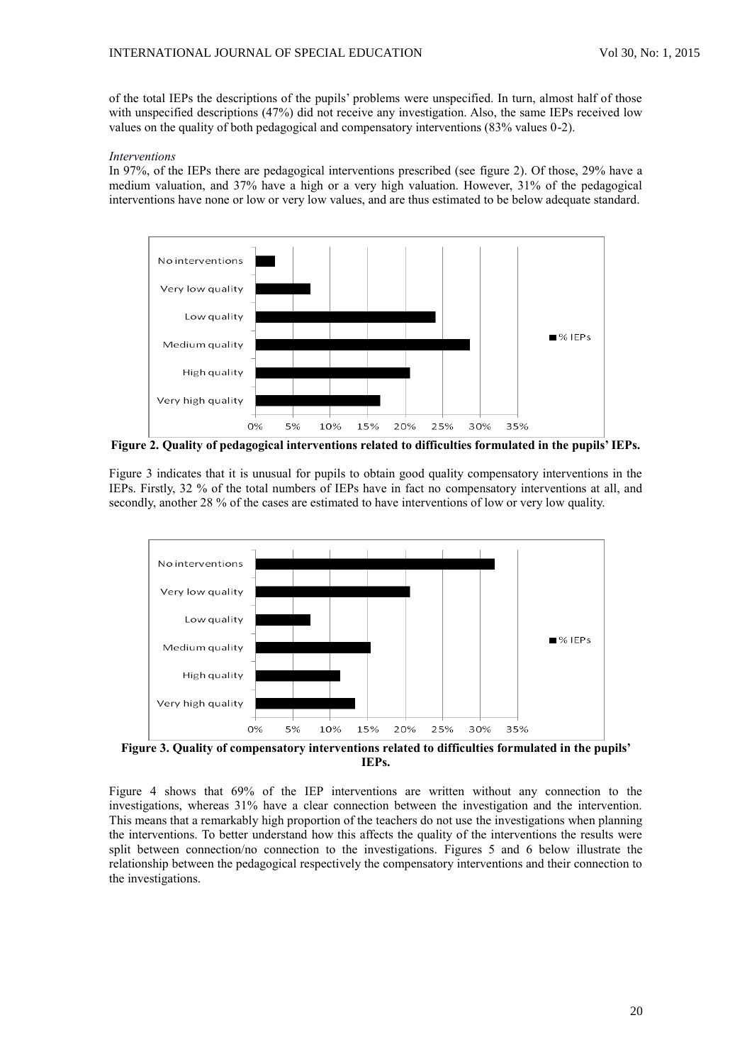of the total IEPs the descriptions of the pupils' problems were unspecified. In turn, almost half of those with unspecified descriptions (47%) did not receive any investigation. Also, the same IEPs received low values on the quality of both pedagogical and compensatory interventions (83% values 0-2).

*Interventions*

In 97%, of the IEPs there are pedagogical interventions prescribed (see figure 2). Of those, 29% have a medium valuation, and 37% have a high or a very high valuation. However, 31% of the pedagogical interventions have none or low or very low values, and are thus estimated to be below adequate standard.

**Figure 2. Quality of pedagogical interventions related to difficulties formulated in the pupils' IEPs.**

Figure 3 indicates that it is unusual for pupils to obtain good quality compensatory interventions in the IEPs. Firstly, 32 % of the total numbers of IEPs have in fact no compensatory interventions at all, and secondly, another 28 % of the cases are estimated to have interventions of low or very low quality.

**Figure 3. Quality of compensatory interventions related to difficulties formulated in the pupils' IEPs.**

Figure 4 shows that 69% of the IEP interventions are written without any connection to the investigations, whereas 31% have a clear connection between the investigation and the intervention. This means that a remarkably high proportion of the teachers do not use the investigations when planning the interventions. To better understand how this affects the quality of the interventions the results were split between connection/no connection to the investigations. Figures 5 and 6 below illustrate the relationship between the pedagogical respectively the compensatory interventions and their connection to the investigations.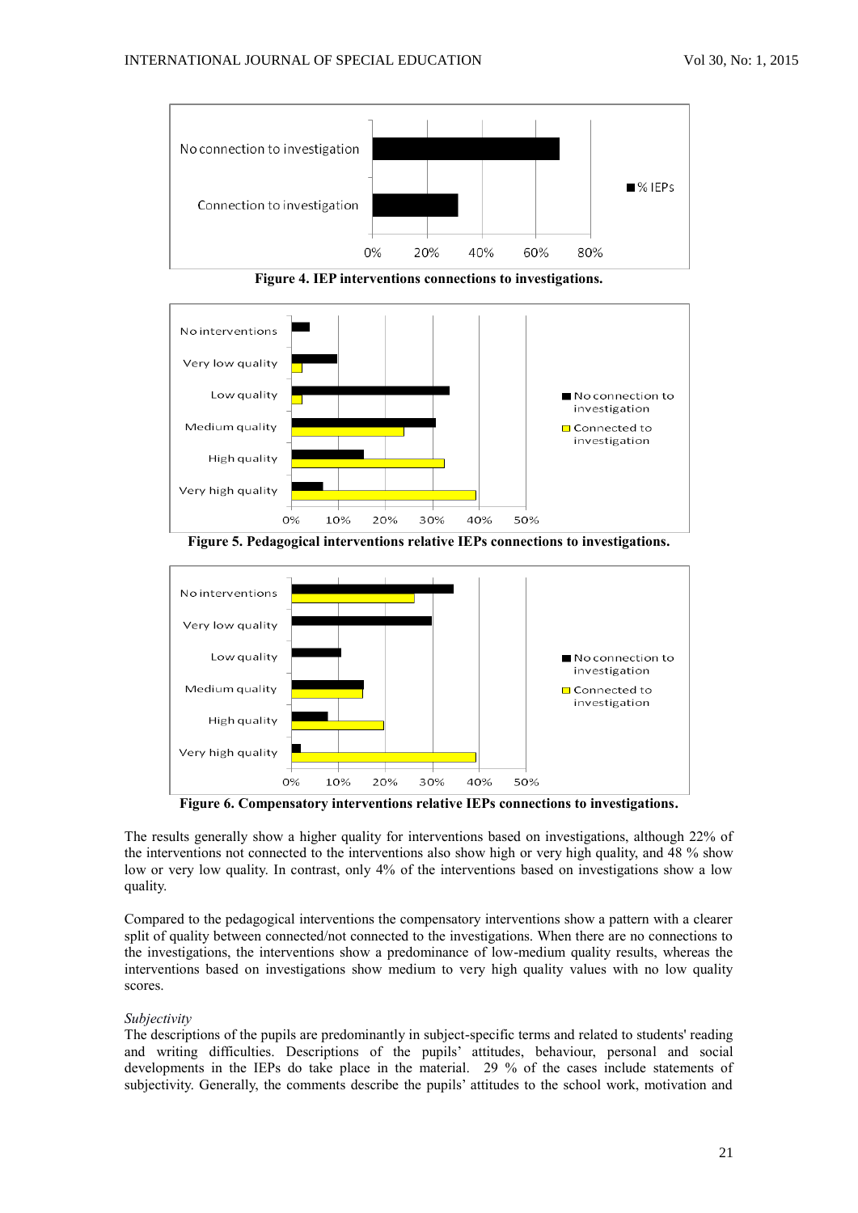Figure 4. IEP interventions connections to investigations.

Figure 5. Pedagogical interventions relative IEPs connections to investigations.

Figure 6. Compensatory interventions relative IEPs connections to investigations.

The results generally show a higher quality for interventions based on investigations, although 22% of the interventions not connected to the interventions also show high or very high quality, and 48 % show low or very low quality. In contrast, only 4% of the interventions based on investigations show a low quality.

Compared to the pedagogical interventions the compensatory interventions show a pattern with a clearer split of quality between connected/not connected to the investigations. When there are no connections to the investigations, the interventions show a predominance of low-medium quality results, whereas the interventions based on investigations show medium to very high quality values with no low quality scores.

*Subjectivity*

The descriptions of the pupils are predominantly in subject-specific terms and related to students' reading and writing difficulties. Descriptions of the pupils' attitudes, behaviour, personal and social developments in the IEPs do take place in the material. 29 % of the cases include statements of subjectivity. Generally, the comments describe the pupils' attitudes to the school work, motivation and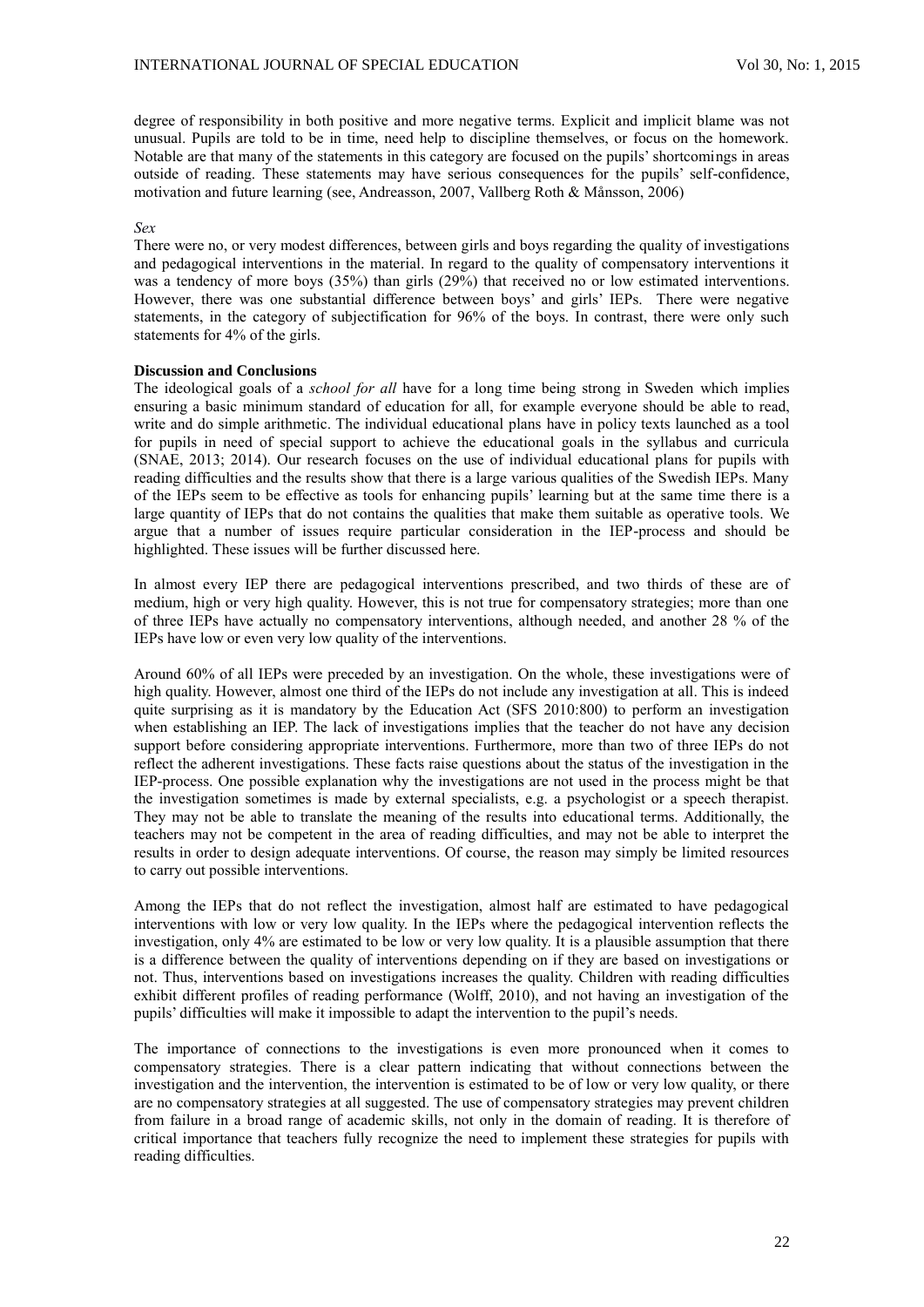degree of responsibility in both positive and more negative terms. Explicit and implicit blame was not unusual. Pupils are told to be in time, need help to discipline themselves, or focus on the homework. Notable are that many of the statements in this category are focused on the pupils' shortcomings in areas outside of reading. These statements may have serious consequences for the pupils' self-confidence, motivation and future learning (see, Andreasson, 2007, Vallberg Roth & Månsson, 2006)

*Sex*

There were no, or very modest differences, between girls and boys regarding the quality of investigations and pedagogical interventions in the material. In regard to the quality of compensatory interventions it was a tendency of more boys (35%) than girls (29%) that received no or low estimated interventions. However, there was one substantial difference between boys' and girls' IEPs. There were negative statements, in the category of subjectification for 96% of the boys. In contrast, there were only such statements for 4% of the girls.

**Discussion and Conclusions**

The ideological goals of a *school for all* have for a long time being strong in Sweden which implies ensuring a basic minimum standard of education for all, for example everyone should be able to read, write and do simple arithmetic. The individual educational plans have in policy texts launched as a tool for pupils in need of special support to achieve the educational goals in the syllabus and curricula (SNAE, 2013; 2014). Our research focuses on the use of individual educational plans for pupils with reading difficulties and the results show that there is a large various qualities of the Swedish IEPs. Many of the IEPs seem to be effective as tools for enhancing pupils' learning but at the same time there is a large quantity of IEPs that do not contains the qualities that make them suitable as operative tools. We argue that a number of issues require particular consideration in the IEP-process and should be highlighted. These issues will be further discussed here.

In almost every IEP there are pedagogical interventions prescribed, and two thirds of these are of medium, high or very high quality. However, this is not true for compensatory strategies; more than one of three IEPs have actually no compensatory interventions, although needed, and another 28 % of the IEPs have low or even very low quality of the interventions.

Around 60% of all IEPs were preceded by an investigation. On the whole, these investigations were of high quality. However, almost one third of the IEPs do not include any investigation at all. This is indeed quite surprising as it is mandatory by the Education Act (SFS 2010:800) to perform an investigation when establishing an IEP. The lack of investigations implies that the teacher do not have any decision support before considering appropriate interventions. Furthermore, more than two of three IEPs do not reflect the adherent investigations. These facts raise questions about the status of the investigation in the IEP-process. One possible explanation why the investigations are not used in the process might be that the investigation sometimes is made by external specialists, e.g. a psychologist or a speech therapist. They may not be able to translate the meaning of the results into educational terms. Additionally, the teachers may not be competent in the area of reading difficulties, and may not be able to interpret the results in order to design adequate interventions. Of course, the reason may simply be limited resources to carry out possible interventions.

Among the IEPs that do not reflect the investigation, almost half are estimated to have pedagogical interventions with low or very low quality. In the IEPs where the pedagogical intervention reflects the investigation, only 4% are estimated to be low or very low quality. It is a plausible assumption that there is a difference between the quality of interventions depending on if they are based on investigations or not. Thus, interventions based on investigations increases the quality. Children with reading difficulties exhibit different profiles of reading performance (Wolff, 2010), and not having an investigation of the pupils' difficulties will make it impossible to adapt the intervention to the pupil's needs.

The importance of connections to the investigations is even more pronounced when it comes to compensatory strategies. There is a clear pattern indicating that without connections between the investigation and the intervention, the intervention is estimated to be of low or very low quality, or there are no compensatory strategies at all suggested. The use of compensatory strategies may prevent children from failure in a broad range of academic skills, not only in the domain of reading. It is therefore of critical importance that teachers fully recognize the need to implement these strategies for pupils with reading difficulties.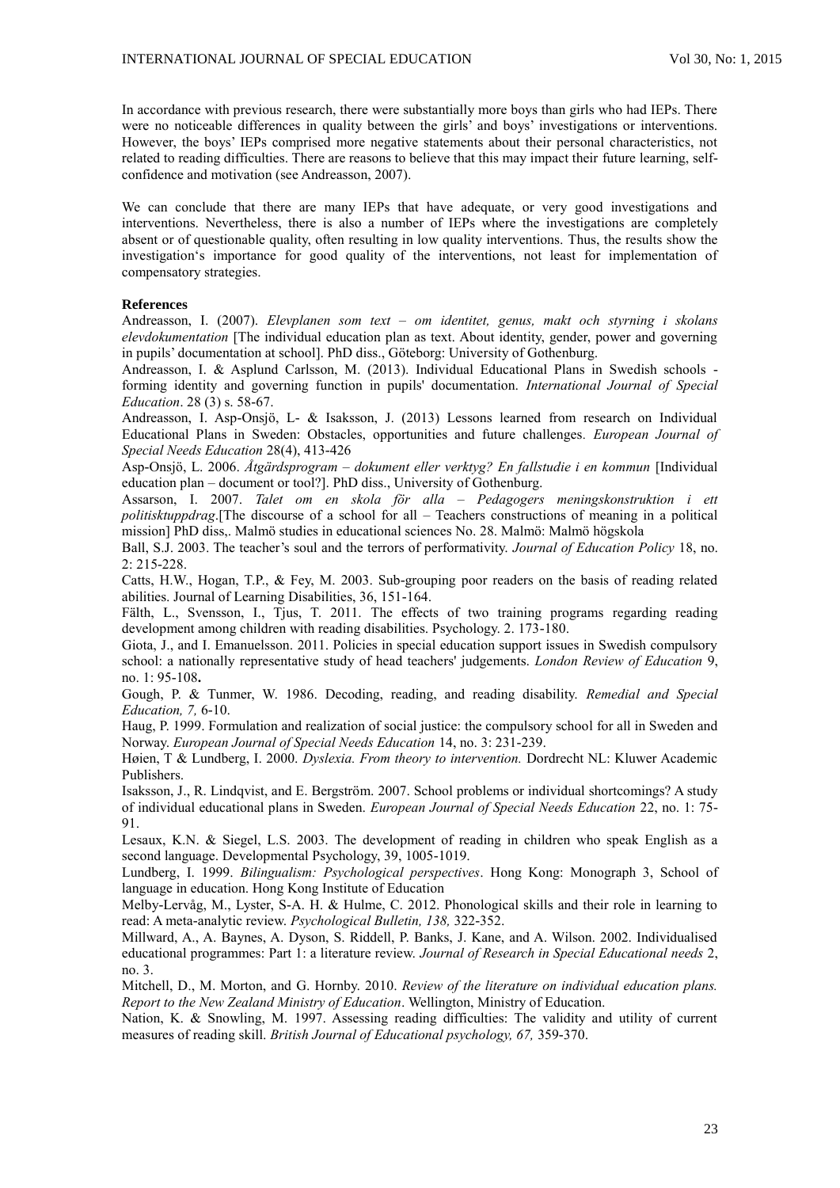In accordance with previous research, there were substantially more boys than girls who had IEPs. There were no noticeable differences in quality between the girls' and boys' investigations or interventions. However, the boys' IEPs comprised more negative statements about their personal characteristics, not related to reading difficulties. There are reasons to believe that this may impact their future learning, self-confidence and motivation (see Andreasson, 2007).

We can conclude that there are many IEPs that have adequate, or very good investigations and interventions. Nevertheless, there is also a number of IEPs where the investigations are completely absent or of questionable quality, often resulting in low quality interventions. Thus, the results show the investigation's importance for good quality of the interventions, not least for implementation of compensatory strategies.

**References**

Andreasson, I. (2007). *Elevplanen som text – om identitet, genus, makt och styrning i skolans elevdokumentation* [The individual education plan as text. About identity, gender, power and governing in pupils' documentation at school]. PhD diss., Göteborg: University of Gothenburg.

Andreasson, I. & Asplund Carlsson, M. (2013). Individual Educational Plans in Swedish schools - forming identity and governing function in pupils' documentation. *International Journal of Special Education*. 28 (3) s. 58-67.

Andreasson, I. Asp-Onsjö, L- & Isaksson, J. (2013) Lessons learned from research on Individual Educational Plans in Sweden: Obstacles, opportunities and future challenges. *European Journal of Special Needs Education* 28(4), 413-426

Asp-Onsjö, L. 2006. *Åtgärdsprogram – dokument eller verktyg? En fallstudie i en kommun* [Individual education plan – document or tool?]. PhD diss., University of Gothenburg.

Assarson, I. 2007. *Talet om en skola för alla – Pedagogers meningskonstruktion i ett politisktuppdrag*.[The discourse of a school for all – Teachers constructions of meaning in a political mission] PhD diss,. Malmö studies in educational sciences No. 28. Malmö: Malmö högskola

Ball, S.J. 2003. The teacher's soul and the terrors of performativity. *Journal of Education Policy* 18, no. 2: 215-228.

Catts, H.W., Hogan, T.P., & Fey, M. 2003. Sub-grouping poor readers on the basis of reading related abilities. Journal of Learning Disabilities, 36, 151-164.

Fälth, L., Svensson, I., Tjus, T. 2011. The effects of two training programs regarding reading development among children with reading disabilities. Psychology. 2. 173-180.

Giota, J., and I. Emanuelsson. 2011. Policies in special education support issues in Swedish compulsory school: a nationally representative study of head teachers' judgements. *London Review of Education* 9, no. 1: 95-108**.**

Gough, P. & Tunmer, W. 1986. Decoding, reading, and reading disability. *Remedial and Special Education, 7,* 6-10.

Haug, P. 1999. Formulation and realization of social justice: the compulsory school for all in Sweden and Norway. *European Journal of Special Needs Education* 14, no. 3: 231-239.

Høien, T & Lundberg, I. 2000. *Dyslexia. From theory to intervention.* Dordrecht NL: Kluwer Academic Publishers.

Isaksson, J., R. Lindqvist, and E. Bergström. 2007. School problems or individual shortcomings? A study of individual educational plans in Sweden. *European Journal of Special Needs Education* 22, no. 1: 75-91.

Lesaux, K.N. & Siegel, L.S. 2003. The development of reading in children who speak English as a second language. Developmental Psychology, 39, 1005-1019.

Lundberg, I. 1999. *Bilingualism: Psychological perspectives*. Hong Kong: Monograph 3, School of language in education. Hong Kong Institute of Education

Melby-Lervåg, M., Lyster, S-A. H. & Hulme, C. 2012. Phonological skills and their role in learning to read: A meta-analytic review. *Psychological Bulletin, 138,* 322-352.

Millward, A., A. Baynes, A. Dyson, S. Riddell, P. Banks, J. Kane, and A. Wilson. 2002. Individualised educational programmes: Part 1: a literature review. *Journal of Research in Special Educational needs* 2, no. 3.

Mitchell, D., M. Morton, and G. Hornby. 2010. *Review of the literature on individual education plans. Report to the New Zealand Ministry of Education*. Wellington, Ministry of Education.

Nation, K. & Snowling, M. 1997. Assessing reading difficulties: The validity and utility of current measures of reading skill. *British Journal of Educational psychology, 67,* 359-370.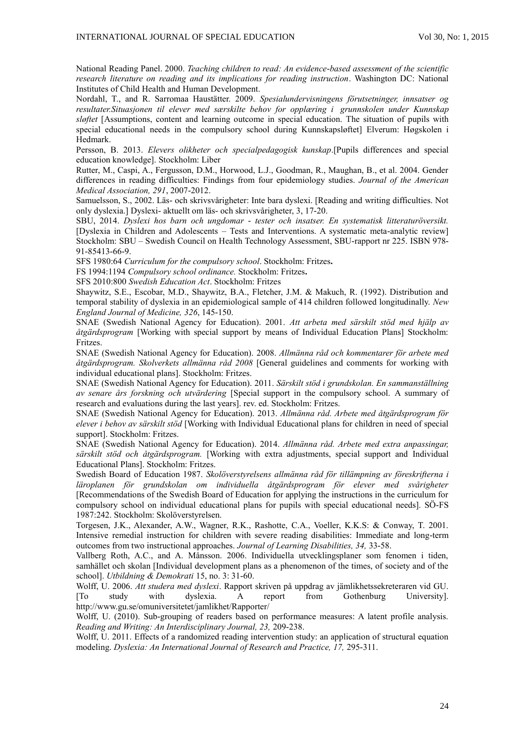National Reading Panel. 2000. *Teaching children to read: An evidence-based assessment of the scientific research literature on reading and its implications for reading instruction*. Washington DC: National Institutes of Child Health and Human Development.

Nordahl, T., and R. Sarromaa Haustätter. 2009. *Spesialundervisningens förutsetninger, innsatser og resultater.Situasjonen til elever med særskilte behov for opplæring i grunnskolen under Kunnskap sløftet* [Assumptions, content and learning outcome in special education. The situation of pupils with special educational needs in the compulsory school during Kunnskapsløftet] Elverum: Høgskolen i Hedmark.

Persson, B. 2013. *Elevers olikheter och specialpedagogisk kunskap*.[Pupils differences and special education knowledge]. Stockholm: Liber

Rutter, M., Caspi, A., Fergusson, D.M., Horwood, L.J., Goodman, R., Maughan, B., et al. 2004. Gender differences in reading difficulties: Findings from four epidemiology studies. *Journal of the American Medical Association, 291*, 2007-2012.

Samuelsson, S., 2002. Läs- och skrivsvårigheter: Inte bara dyslexi. [Reading and writing difficulties. Not only dyslexia.] Dyslexi- aktuellt om läs- och skrivsvårigheter, 3, 17-20.

SBU, 2014. *Dyslexi hos barn och ungdomar - tester och insatser. En systematisk litteraturöversikt.* [Dyslexia in Children and Adolescents – Tests and Interventions. A systematic meta-analytic review] Stockholm: SBU – Swedish Council on Health Technology Assessment, SBU-rapport nr 225. ISBN 978-91-85413-66-9.

SFS 1980:64 *Curriculum for the compulsory school*. Stockholm: Fritzes**.**

FS 1994:1194 *Compulsory school ordinance.* Stockholm: Fritzes**.**

SFS 2010:800 *Swedish Education Act*. Stockholm: Fritzes

Shaywitz, S.E., Escobar, M.D., Shaywitz, B.A., Fletcher, J.M. & Makuch, R. (1992). Distribution and temporal stability of dyslexia in an epidemiological sample of 414 children followed longitudinally. *New England Journal of Medicine, 326*, 145-150.

SNAE (Swedish National Agency for Education). 2001. *Att arbeta med särskilt stöd med hjälp av åtgärdsprogram* [Working with special support by means of Individual Education Plans] Stockholm: Fritzes.

SNAE (Swedish National Agency for Education). 2008. *Allmänna råd och kommentarer för arbete med åtgärdsprogram. Skolverkets allmänna råd 2008* [General guidelines and comments for working with individual educational plans]. Stockholm: Fritzes.

SNAE (Swedish National Agency for Education). 2011. *Särskilt stöd i grundskolan. En sammanställning av senare års forskning och utvärdering* [Special support in the compulsory school. A summary of research and evaluations during the last years]. rev. ed. Stockholm: Fritzes.

SNAE (Swedish National Agency for Education). 2013. *Allmänna råd. Arbete med åtgärdsprogram för elever i behov av särskilt stöd* [Working with Individual Educational plans for children in need of special support]. Stockholm: Fritzes.

SNAE (Swedish National Agency for Education). 2014. *Allmänna råd. Arbete med extra anpassingar, särskilt stöd och åtgärdsprogram.* [Working with extra adjustments, special support and Individual Educational Plans]. Stockholm: Fritzes.

Swedish Board of Education 1987. *Skolöverstyrelsens allmänna råd för tillämpning av föreskrifterna i läroplanen för grundskolan om individuella åtgärdsprogram för elever med svårigheter* [Recommendations of the Swedish Board of Education for applying the instructions in the curriculum for compulsory school on individual educational plans for pupils with special educational needs]. SÖ-FS 1987:242. Stockholm: Skolöverstyrelsen.

Torgesen, J.K., Alexander, A.W., Wagner, R.K., Rashotte, C.A., Voeller, K.K.S: & Conway, T. 2001. Intensive remedial instruction for children with severe reading disabilities: Immediate and long-term outcomes from two instructional approaches. *Journal of Learning Disabilities, 34,* 33-58.

Vallberg Roth, A.C., and A. Månsson. 2006. Individuella utvecklingsplaner som fenomen i tiden, samhället och skolan [Individual development plans as a phenomenon of the times, of society and of the school]. *Utbildning & Demokrati* 15, no. 3: 31-60.

Wolff, U. 2006. *Att studera med dyslexi*. Rapport skriven på uppdrag av jämlikhetssekreteraren vid GU. [To study with dyslexia. A report from Gothenburg University]. http://www.gu.se/omuniversitetet/jamlikhet/Rapporter/

Wolff, U. (2010). Sub-grouping of readers based on performance measures: A latent profile analysis. *Reading and Writing: An Interdisciplinary Journal, 23,* 209-238.

Wolff, U. 2011. Effects of a randomized reading intervention study: an application of structural equation modeling. *Dyslexia: An International Journal of Research and Practice, 17,* 295-311.